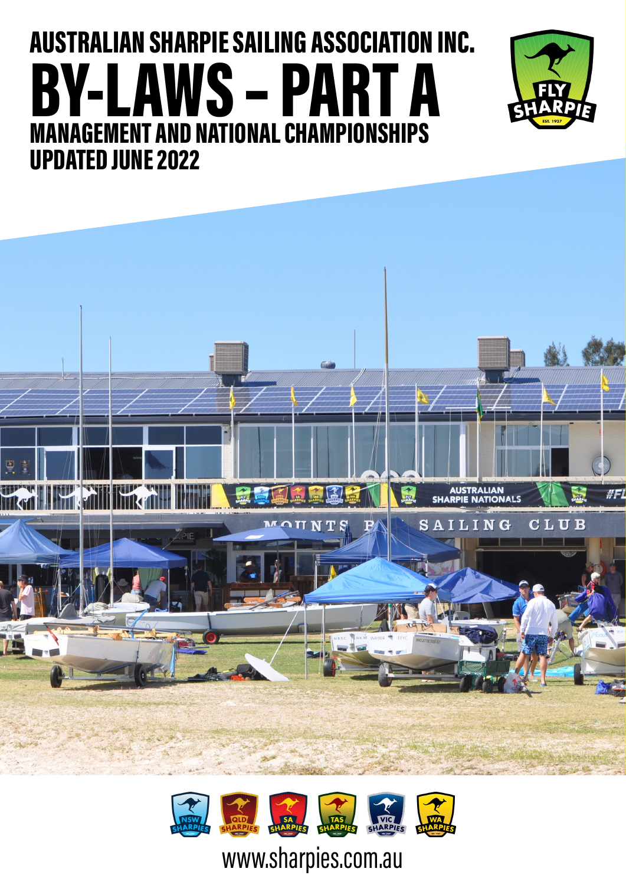# AUSTRALIAN SHARPIE SAILING ASSOCIATION INC.

# BY-LAWS – PART A

## MANAGEMENT AND NATIONAL CHAMPIONSHIPS

## UPDATED JUNE 2022

www.sharpies.com.au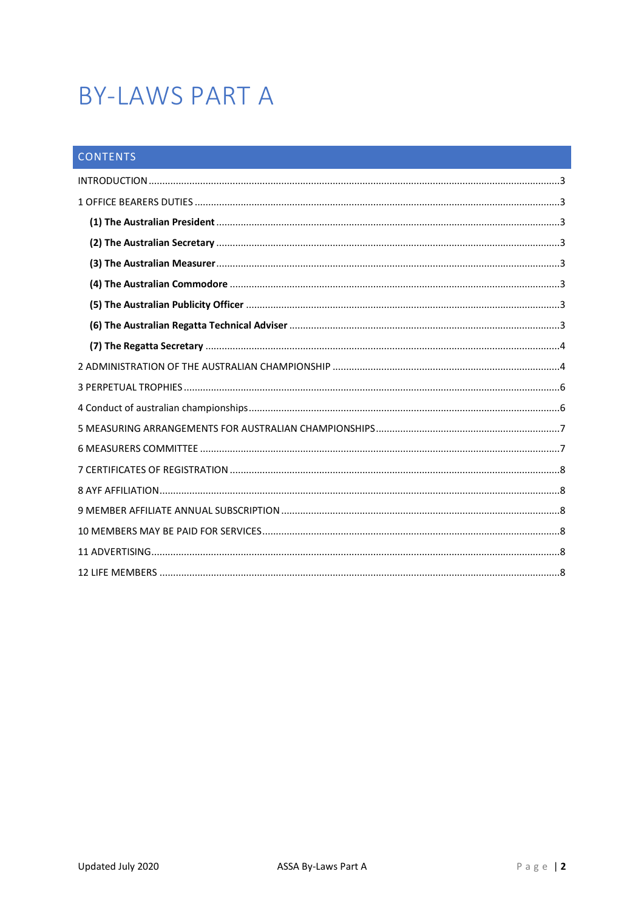# BY-LAWS PART A

## CONTENTS

INTRODUCTION ....................................................................................................3

1 OFFICE BEARERS DUTIES ....................................................................................................3

**(1) The Australian President** ....................................................................................................3

**(2) The Australian Secretary** ....................................................................................................3

**(3) The Australian Measurer** ....................................................................................................3

**(4) The Australian Commodore** ....................................................................................................3

**(5) The Australian Publicity Officer** ....................................................................................................3

**(6) The Australian Regatta Technical Adviser** ....................................................................................................3

**(7) The Regatta Secretary** ....................................................................................................4

2 ADMINISTRATION OF THE AUSTRALIAN CHAMPIONSHIP ....................................................................................................4

3 PERPETUAL TROPHIES ....................................................................................................6

4 Conduct of australian championships ....................................................................................................6

5 MEASURING ARRANGEMENTS FOR AUSTRALIAN CHAMPIONSHIPS ....................................................................................................7

6 MEASURERS COMMITTEE ....................................................................................................7

7 CERTIFICATES OF REGISTRATION ....................................................................................................8

8 AYF AFFILIATION ....................................................................................................8

9 MEMBER AFFILIATE ANNUAL SUBSCRIPTION ....................................................................................................8

10 MEMBERS MAY BE PAID FOR SERVICES ....................................................................................................8

11 ADVERTISING ....................................................................................................8

12 LIFE MEMBERS ....................................................................................................8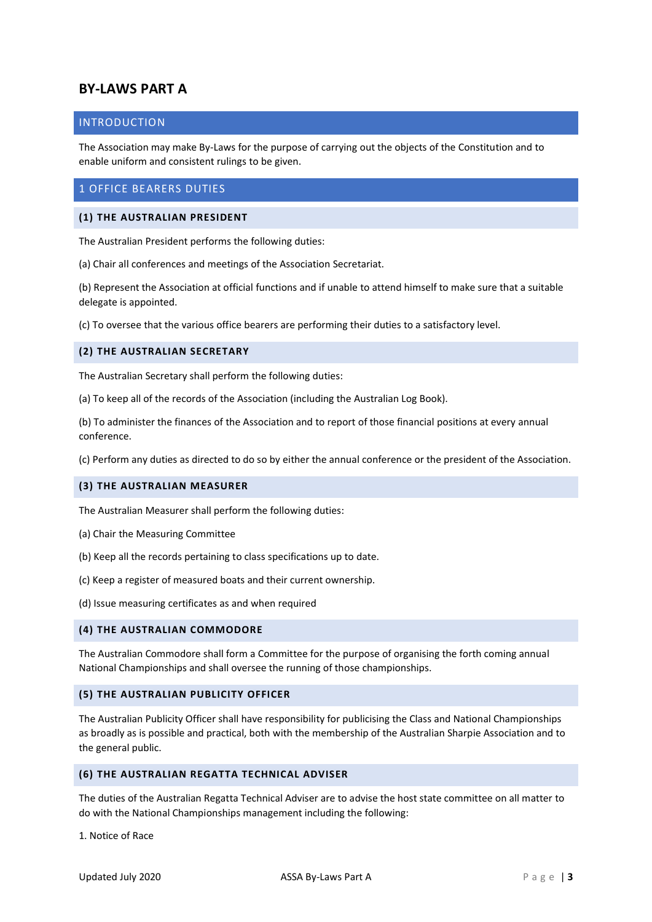# BY-LAWS PART A

## INTRODUCTION

The Association may make By-Laws for the purpose of carrying out the objects of the Constitution and to enable uniform and consistent rulings to be given.

## 1 OFFICE BEARERS DUTIES

### (1) THE AUSTRALIAN PRESIDENT

The Australian President performs the following duties:

(a) Chair all conferences and meetings of the Association Secretariat.

(b) Represent the Association at official functions and if unable to attend himself to make sure that a suitable delegate is appointed.

(c) To oversee that the various office bearers are performing their duties to a satisfactory level.

### (2) THE AUSTRALIAN SECRETARY

The Australian Secretary shall perform the following duties:

(a) To keep all of the records of the Association (including the Australian Log Book).

(b) To administer the finances of the Association and to report of those financial positions at every annual conference.

(c) Perform any duties as directed to do so by either the annual conference or the president of the Association.

### (3) THE AUSTRALIAN MEASURER

The Australian Measurer shall perform the following duties:

(a) Chair the Measuring Committee

(b) Keep all the records pertaining to class specifications up to date.

(c) Keep a register of measured boats and their current ownership.

(d) Issue measuring certificates as and when required

### (4) THE AUSTRALIAN COMMODORE

The Australian Commodore shall form a Committee for the purpose of organising the forth coming annual National Championships and shall oversee the running of those championships.

### (5) THE AUSTRALIAN PUBLICITY OFFICER

The Australian Publicity Officer shall have responsibility for publicising the Class and National Championships as broadly as is possible and practical, both with the membership of the Australian Sharpie Association and to the general public.

### (6) THE AUSTRALIAN REGATTA TECHNICAL ADVISER

The duties of the Australian Regatta Technical Adviser are to advise the host state committee on all matter to do with the National Championships management including the following:

1. Notice of Race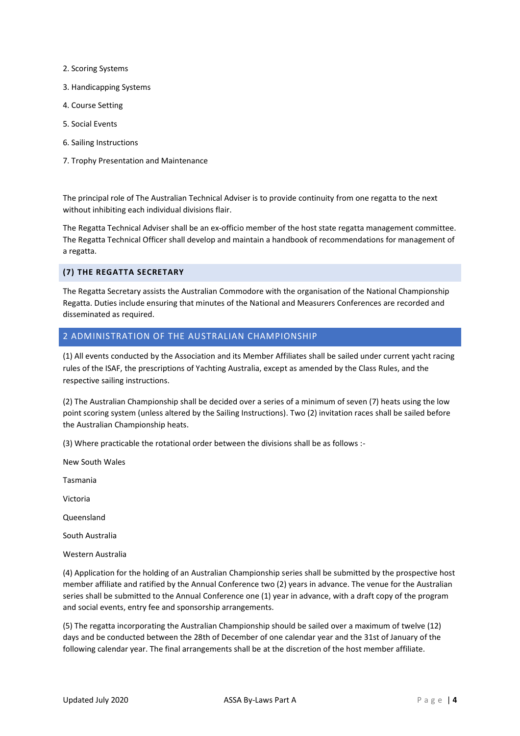2. Scoring Systems
3. Handicapping Systems
4. Course Setting
5. Social Events
6. Sailing Instructions
7. Trophy Presentation and Maintenance

The principal role of The Australian Technical Adviser is to provide continuity from one regatta to the next without inhibiting each individual divisions flair.

The Regatta Technical Adviser shall be an ex-officio member of the host state regatta management committee. The Regatta Technical Officer shall develop and maintain a handbook of recommendations for management of a regatta.

### (7) THE REGATTA SECRETARY

The Regatta Secretary assists the Australian Commodore with the organisation of the National Championship Regatta. Duties include ensuring that minutes of the National and Measurers Conferences are recorded and disseminated as required.

## 2 ADMINISTRATION OF THE AUSTRALIAN CHAMPIONSHIP

(1) All events conducted by the Association and its Member Affiliates shall be sailed under current yacht racing rules of the ISAF, the prescriptions of Yachting Australia, except as amended by the Class Rules, and the respective sailing instructions.

(2) The Australian Championship shall be decided over a series of a minimum of seven (7) heats using the low point scoring system (unless altered by the Sailing Instructions). Two (2) invitation races shall be sailed before the Australian Championship heats.

(3) Where practicable the rotational order between the divisions shall be as follows :-

New South Wales

Tasmania

Victoria

Queensland

South Australia

Western Australia

(4) Application for the holding of an Australian Championship series shall be submitted by the prospective host member affiliate and ratified by the Annual Conference two (2) years in advance. The venue for the Australian series shall be submitted to the Annual Conference one (1) year in advance, with a draft copy of the program and social events, entry fee and sponsorship arrangements.

(5) The regatta incorporating the Australian Championship should be sailed over a maximum of twelve (12) days and be conducted between the 28th of December of one calendar year and the 31st of January of the following calendar year. The final arrangements shall be at the discretion of the host member affiliate.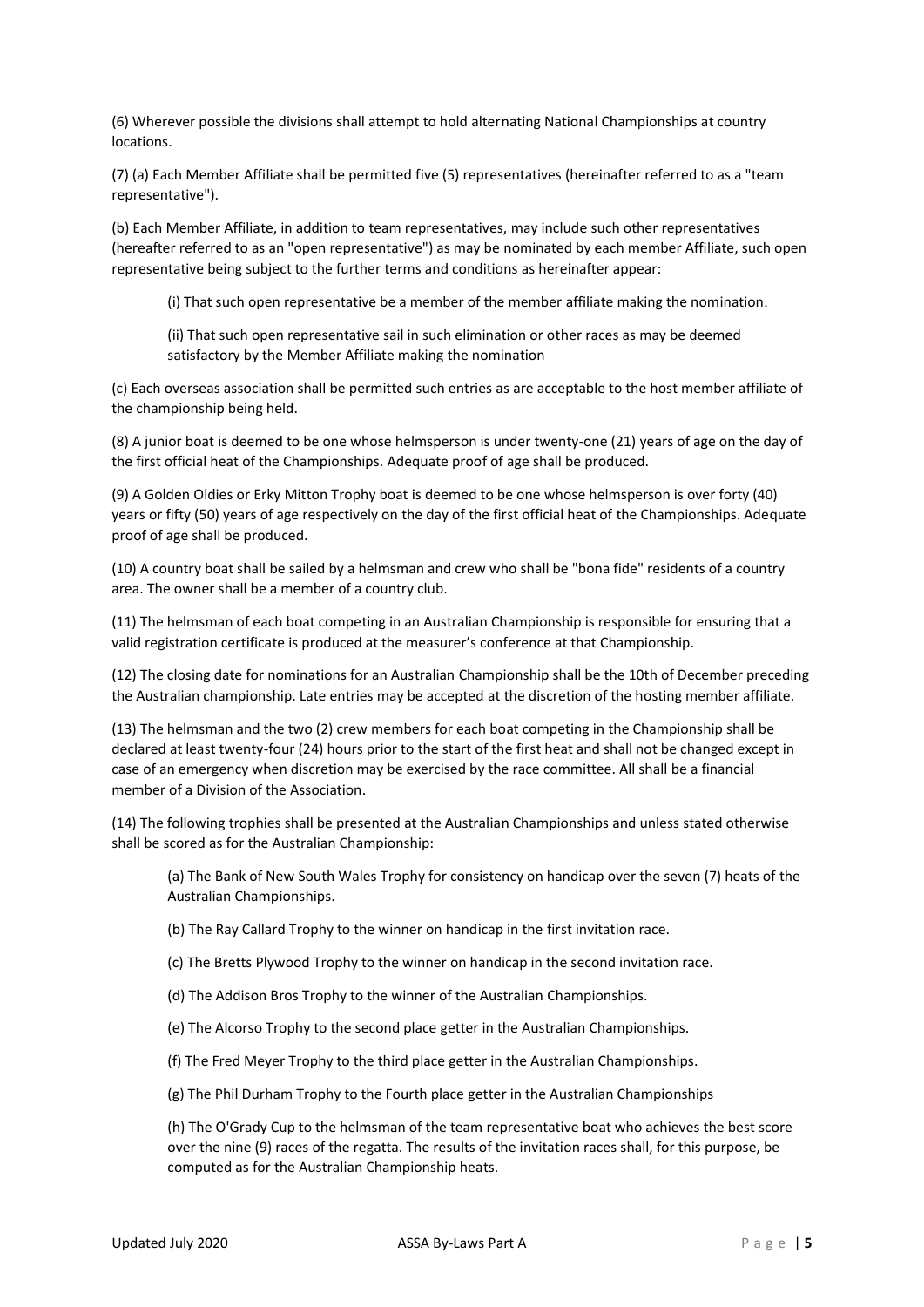(6) Wherever possible the divisions shall attempt to hold alternating National Championships at country locations.

(7) (a) Each Member Affiliate shall be permitted five (5) representatives (hereinafter referred to as a "team representative").

(b) Each Member Affiliate, in addition to team representatives, may include such other representatives (hereafter referred to as an "open representative") as may be nominated by each member Affiliate, such open representative being subject to the further terms and conditions as hereinafter appear:

> (i) That such open representative be a member of the member affiliate making the nomination.
>
> (ii) That such open representative sail in such elimination or other races as may be deemed satisfactory by the Member Affiliate making the nomination

(c) Each overseas association shall be permitted such entries as are acceptable to the host member affiliate of the championship being held.

(8) A junior boat is deemed to be one whose helmsperson is under twenty-one (21) years of age on the day of the first official heat of the Championships. Adequate proof of age shall be produced.

(9) A Golden Oldies or Erky Mitton Trophy boat is deemed to be one whose helmsperson is over forty (40) years or fifty (50) years of age respectively on the day of the first official heat of the Championships. Adequate proof of age shall be produced.

(10) A country boat shall be sailed by a helmsman and crew who shall be "bona fide" residents of a country area. The owner shall be a member of a country club.

(11) The helmsman of each boat competing in an Australian Championship is responsible for ensuring that a valid registration certificate is produced at the measurer's conference at that Championship.

(12) The closing date for nominations for an Australian Championship shall be the 10th of December preceding the Australian championship. Late entries may be accepted at the discretion of the hosting member affiliate.

(13) The helmsman and the two (2) crew members for each boat competing in the Championship shall be declared at least twenty-four (24) hours prior to the start of the first heat and shall not be changed except in case of an emergency when discretion may be exercised by the race committee. All shall be a financial member of a Division of the Association.

(14) The following trophies shall be presented at the Australian Championships and unless stated otherwise shall be scored as for the Australian Championship:

> (a) The Bank of New South Wales Trophy for consistency on handicap over the seven (7) heats of the Australian Championships.
>
> (b) The Ray Callard Trophy to the winner on handicap in the first invitation race.
>
> (c) The Bretts Plywood Trophy to the winner on handicap in the second invitation race.
>
> (d) The Addison Bros Trophy to the winner of the Australian Championships.
>
> (e) The Alcorso Trophy to the second place getter in the Australian Championships.
>
> (f) The Fred Meyer Trophy to the third place getter in the Australian Championships.
>
> (g) The Phil Durham Trophy to the Fourth place getter in the Australian Championships
>
> (h) The O'Grady Cup to the helmsman of the team representative boat who achieves the best score over the nine (9) races of the regatta. The results of the invitation races shall, for this purpose, be computed as for the Australian Championship heats.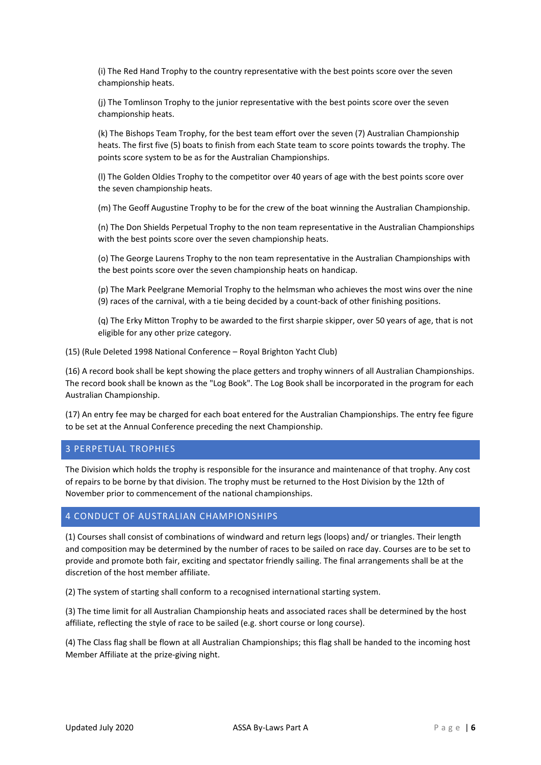(i) The Red Hand Trophy to the country representative with the best points score over the seven championship heats.

(j) The Tomlinson Trophy to the junior representative with the best points score over the seven championship heats.

(k) The Bishops Team Trophy, for the best team effort over the seven (7) Australian Championship heats. The first five (5) boats to finish from each State team to score points towards the trophy. The points score system to be as for the Australian Championships.

(l) The Golden Oldies Trophy to the competitor over 40 years of age with the best points score over the seven championship heats.

(m) The Geoff Augustine Trophy to be for the crew of the boat winning the Australian Championship.

(n) The Don Shields Perpetual Trophy to the non team representative in the Australian Championships with the best points score over the seven championship heats.

(o) The George Laurens Trophy to the non team representative in the Australian Championships with the best points score over the seven championship heats on handicap.

(p) The Mark Peelgrane Memorial Trophy to the helmsman who achieves the most wins over the nine (9) races of the carnival, with a tie being decided by a count-back of other finishing positions.

(q) The Erky Mitton Trophy to be awarded to the first sharpie skipper, over 50 years of age, that is not eligible for any other prize category.

(15) (Rule Deleted 1998 National Conference – Royal Brighton Yacht Club)

(16) A record book shall be kept showing the place getters and trophy winners of all Australian Championships. The record book shall be known as the "Log Book". The Log Book shall be incorporated in the program for each Australian Championship.

(17) An entry fee may be charged for each boat entered for the Australian Championships. The entry fee figure to be set at the Annual Conference preceding the next Championship.

## 3 PERPETUAL TROPHIES

The Division which holds the trophy is responsible for the insurance and maintenance of that trophy. Any cost of repairs to be borne by that division. The trophy must be returned to the Host Division by the 12th of November prior to commencement of the national championships.

## 4 CONDUCT OF AUSTRALIAN CHAMPIONSHIPS

(1) Courses shall consist of combinations of windward and return legs (loops) and/ or triangles. Their length and composition may be determined by the number of races to be sailed on race day. Courses are to be set to provide and promote both fair, exciting and spectator friendly sailing. The final arrangements shall be at the discretion of the host member affiliate.

(2) The system of starting shall conform to a recognised international starting system.

(3) The time limit for all Australian Championship heats and associated races shall be determined by the host affiliate, reflecting the style of race to be sailed (e.g. short course or long course).

(4) The Class flag shall be flown at all Australian Championships; this flag shall be handed to the incoming host Member Affiliate at the prize-giving night.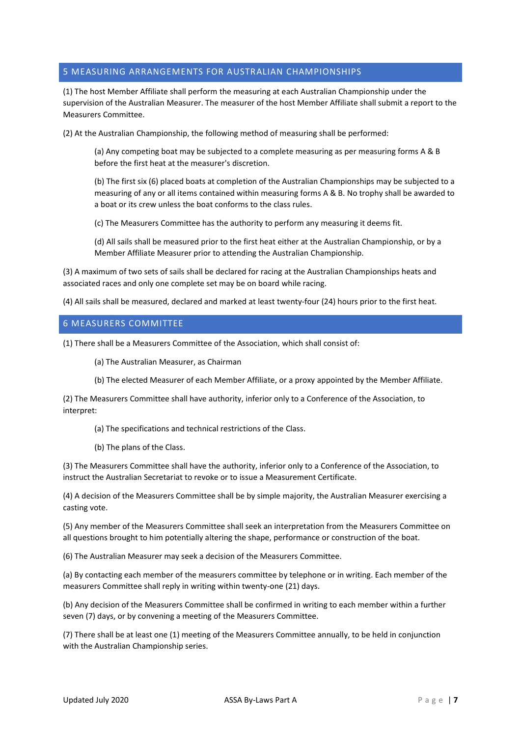## 5 MEASURING ARRANGEMENTS FOR AUSTRALIAN CHAMPIONSHIPS

(1) The host Member Affiliate shall perform the measuring at each Australian Championship under the supervision of the Australian Measurer. The measurer of the host Member Affiliate shall submit a report to the Measurers Committee.

(2) At the Australian Championship, the following method of measuring shall be performed:

> (a) Any competing boat may be subjected to a complete measuring as per measuring forms A & B before the first heat at the measurer's discretion.
>
> (b) The first six (6) placed boats at completion of the Australian Championships may be subjected to a measuring of any or all items contained within measuring forms A & B. No trophy shall be awarded to a boat or its crew unless the boat conforms to the class rules.
>
> (c) The Measurers Committee has the authority to perform any measuring it deems fit.
>
> (d) All sails shall be measured prior to the first heat either at the Australian Championship, or by a Member Affiliate Measurer prior to attending the Australian Championship.

(3) A maximum of two sets of sails shall be declared for racing at the Australian Championships heats and associated races and only one complete set may be on board while racing.

(4) All sails shall be measured, declared and marked at least twenty-four (24) hours prior to the first heat.

## 6 MEASURERS COMMITTEE

(1) There shall be a Measurers Committee of the Association, which shall consist of:

> (a) The Australian Measurer, as Chairman
>
> (b) The elected Measurer of each Member Affiliate, or a proxy appointed by the Member Affiliate.

(2) The Measurers Committee shall have authority, inferior only to a Conference of the Association, to interpret:

> (a) The specifications and technical restrictions of the Class.
>
> (b) The plans of the Class.

(3) The Measurers Committee shall have the authority, inferior only to a Conference of the Association, to instruct the Australian Secretariat to revoke or to issue a Measurement Certificate.

(4) A decision of the Measurers Committee shall be by simple majority, the Australian Measurer exercising a casting vote.

(5) Any member of the Measurers Committee shall seek an interpretation from the Measurers Committee on all questions brought to him potentially altering the shape, performance or construction of the boat.

(6) The Australian Measurer may seek a decision of the Measurers Committee.

(a) By contacting each member of the measurers committee by telephone or in writing. Each member of the measurers Committee shall reply in writing within twenty-one (21) days.

(b) Any decision of the Measurers Committee shall be confirmed in writing to each member within a further seven (7) days, or by convening a meeting of the Measurers Committee.

(7) There shall be at least one (1) meeting of the Measurers Committee annually, to be held in conjunction with the Australian Championship series.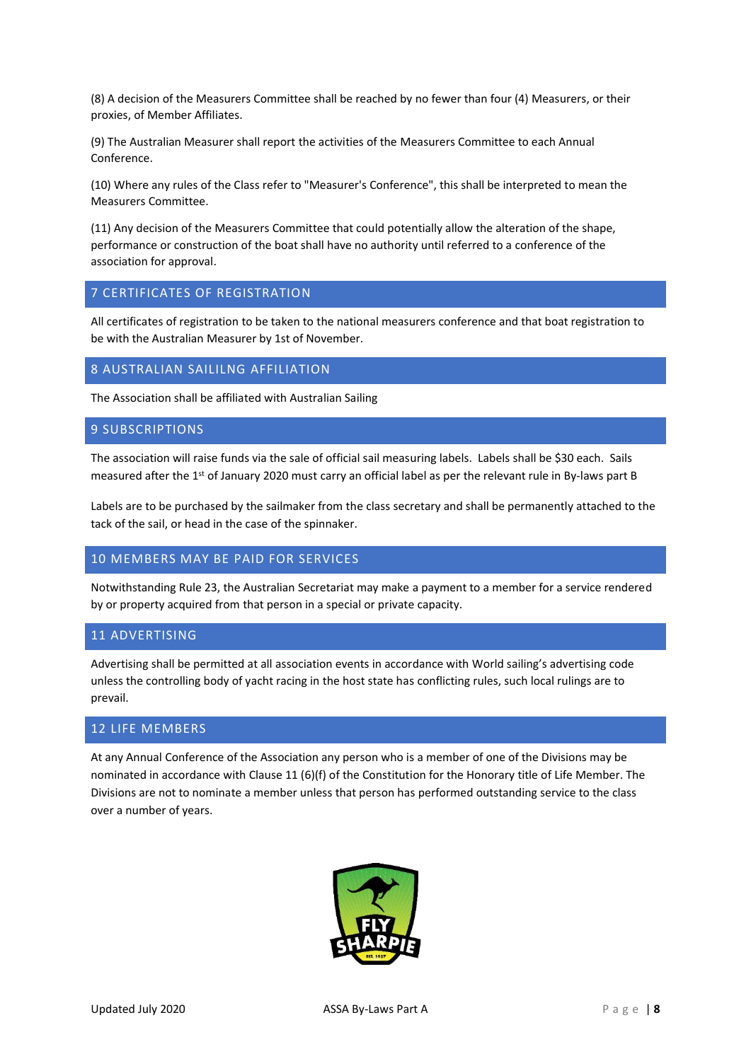(8) A decision of the Measurers Committee shall be reached by no fewer than four (4) Measurers, or their proxies, of Member Affiliates.

(9) The Australian Measurer shall report the activities of the Measurers Committee to each Annual Conference.

(10) Where any rules of the Class refer to "Measurer's Conference", this shall be interpreted to mean the Measurers Committee.

(11) Any decision of the Measurers Committee that could potentially allow the alteration of the shape, performance or construction of the boat shall have no authority until referred to a conference of the association for approval.

## 7 CERTIFICATES OF REGISTRATION

All certificates of registration to be taken to the national measurers conference and that boat registration to be with the Australian Measurer by 1st of November.

## 8 AUSTRALIAN SAILILNG AFFILIATION

The Association shall be affiliated with Australian Sailing

## 9 SUBSCRIPTIONS

The association will raise funds via the sale of official sail measuring labels. Labels shall be $30 each. Sails measured after the 1st of January 2020 must carry an official label as per the relevant rule in By-laws part B

Labels are to be purchased by the sailmaker from the class secretary and shall be permanently attached to the tack of the sail, or head in the case of the spinnaker.

## 10 MEMBERS MAY BE PAID FOR SERVICES

Notwithstanding Rule 23, the Australian Secretariat may make a payment to a member for a service rendered by or property acquired from that person in a special or private capacity.

## 11 ADVERTISING

Advertising shall be permitted at all association events in accordance with World sailing's advertising code unless the controlling body of yacht racing in the host state has conflicting rules, such local rulings are to prevail.

## 12 LIFE MEMBERS

At any Annual Conference of the Association any person who is a member of one of the Divisions may be nominated in accordance with Clause 11 (6)(f) of the Constitution for the Honorary title of Life Member. The Divisions are not to nominate a member unless that person has performed outstanding service to the class over a number of years.